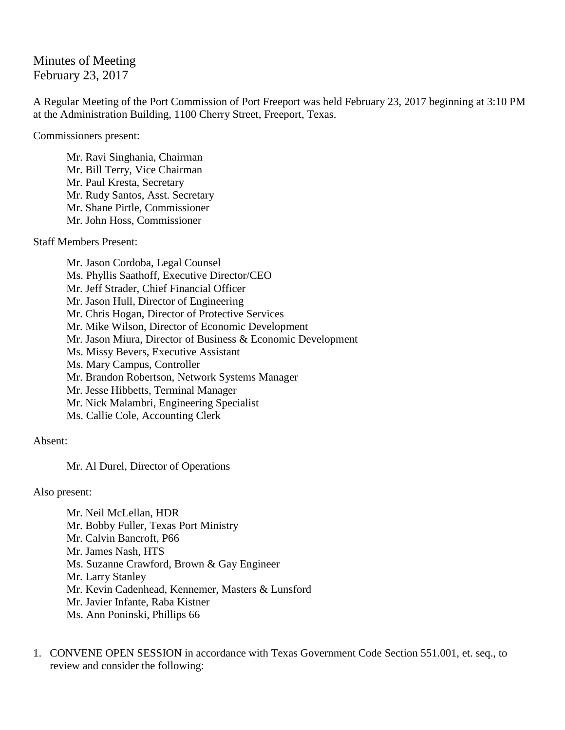# Minutes of Meeting
February 23, 2017

A Regular Meeting of the Port Commission of Port Freeport was held February 23, 2017 beginning at 3:10 PM at the Administration Building, 1100 Cherry Street, Freeport, Texas.

Commissioners present:

Mr. Ravi Singhania, Chairman
Mr. Bill Terry, Vice Chairman
Mr. Paul Kresta, Secretary
Mr. Rudy Santos, Asst. Secretary
Mr. Shane Pirtle, Commissioner
Mr. John Hoss, Commissioner

Staff Members Present:

Mr. Jason Cordoba, Legal Counsel
Ms. Phyllis Saathoff, Executive Director/CEO
Mr. Jeff Strader, Chief Financial Officer
Mr. Jason Hull, Director of Engineering
Mr. Chris Hogan, Director of Protective Services
Mr. Mike Wilson, Director of Economic Development
Mr. Jason Miura, Director of Business & Economic Development
Ms. Missy Bevers, Executive Assistant
Ms. Mary Campus, Controller
Mr. Brandon Robertson, Network Systems Manager
Mr. Jesse Hibbetts, Terminal Manager
Mr. Nick Malambri, Engineering Specialist
Ms. Callie Cole, Accounting Clerk

Absent:

Mr. Al Durel, Director of Operations

Also present:

Mr. Neil McLellan, HDR
Mr. Bobby Fuller, Texas Port Ministry
Mr. Calvin Bancroft, P66
Mr. James Nash, HTS
Ms. Suzanne Crawford, Brown & Gay Engineer
Mr. Larry Stanley
Mr. Kevin Cadenhead, Kennemer, Masters & Lunsford
Mr. Javier Infante, Raba Kistner
Ms. Ann Poninski, Phillips 66

1. CONVENE OPEN SESSION in accordance with Texas Government Code Section 551.001, et. seq., to review and consider the following: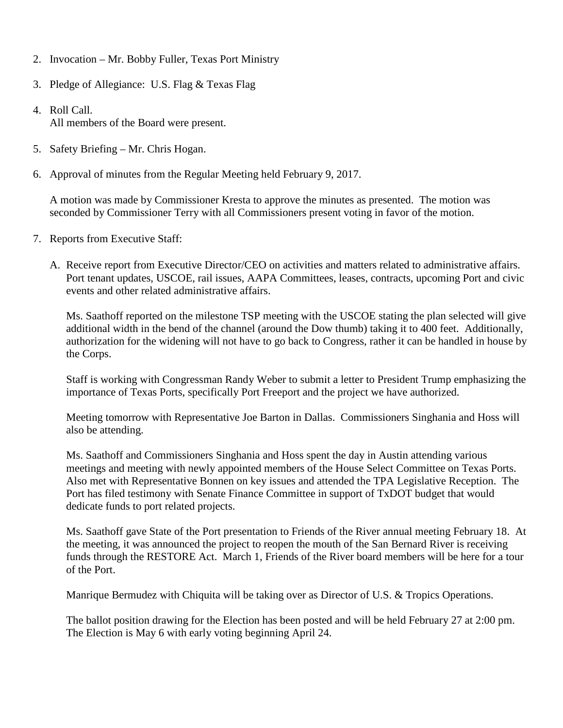2. Invocation – Mr. Bobby Fuller, Texas Port Ministry

3. Pledge of Allegiance: U.S. Flag & Texas Flag

4. Roll Call.
   All members of the Board were present.

5. Safety Briefing – Mr. Chris Hogan.

6. Approval of minutes from the Regular Meeting held February 9, 2017.

   A motion was made by Commissioner Kresta to approve the minutes as presented. The motion was seconded by Commissioner Terry with all Commissioners present voting in favor of the motion.

7. Reports from Executive Staff:

   A. Receive report from Executive Director/CEO on activities and matters related to administrative affairs. Port tenant updates, USCOE, rail issues, AAPA Committees, leases, contracts, upcoming Port and civic events and other related administrative affairs.

      Ms. Saathoff reported on the milestone TSP meeting with the USCOE stating the plan selected will give additional width in the bend of the channel (around the Dow thumb) taking it to 400 feet. Additionally, authorization for the widening will not have to go back to Congress, rather it can be handled in house by the Corps.

      Staff is working with Congressman Randy Weber to submit a letter to President Trump emphasizing the importance of Texas Ports, specifically Port Freeport and the project we have authorized.

      Meeting tomorrow with Representative Joe Barton in Dallas. Commissioners Singhania and Hoss will also be attending.

      Ms. Saathoff and Commissioners Singhania and Hoss spent the day in Austin attending various meetings and meeting with newly appointed members of the House Select Committee on Texas Ports. Also met with Representative Bonnen on key issues and attended the TPA Legislative Reception. The Port has filed testimony with Senate Finance Committee in support of TxDOT budget that would dedicate funds to port related projects.

      Ms. Saathoff gave State of the Port presentation to Friends of the River annual meeting February 18. At the meeting, it was announced the project to reopen the mouth of the San Bernard River is receiving funds through the RESTORE Act. March 1, Friends of the River board members will be here for a tour of the Port.

      Manrique Bermudez with Chiquita will be taking over as Director of U.S. & Tropics Operations.

      The ballot position drawing for the Election has been posted and will be held February 27 at 2:00 pm. The Election is May 6 with early voting beginning April 24.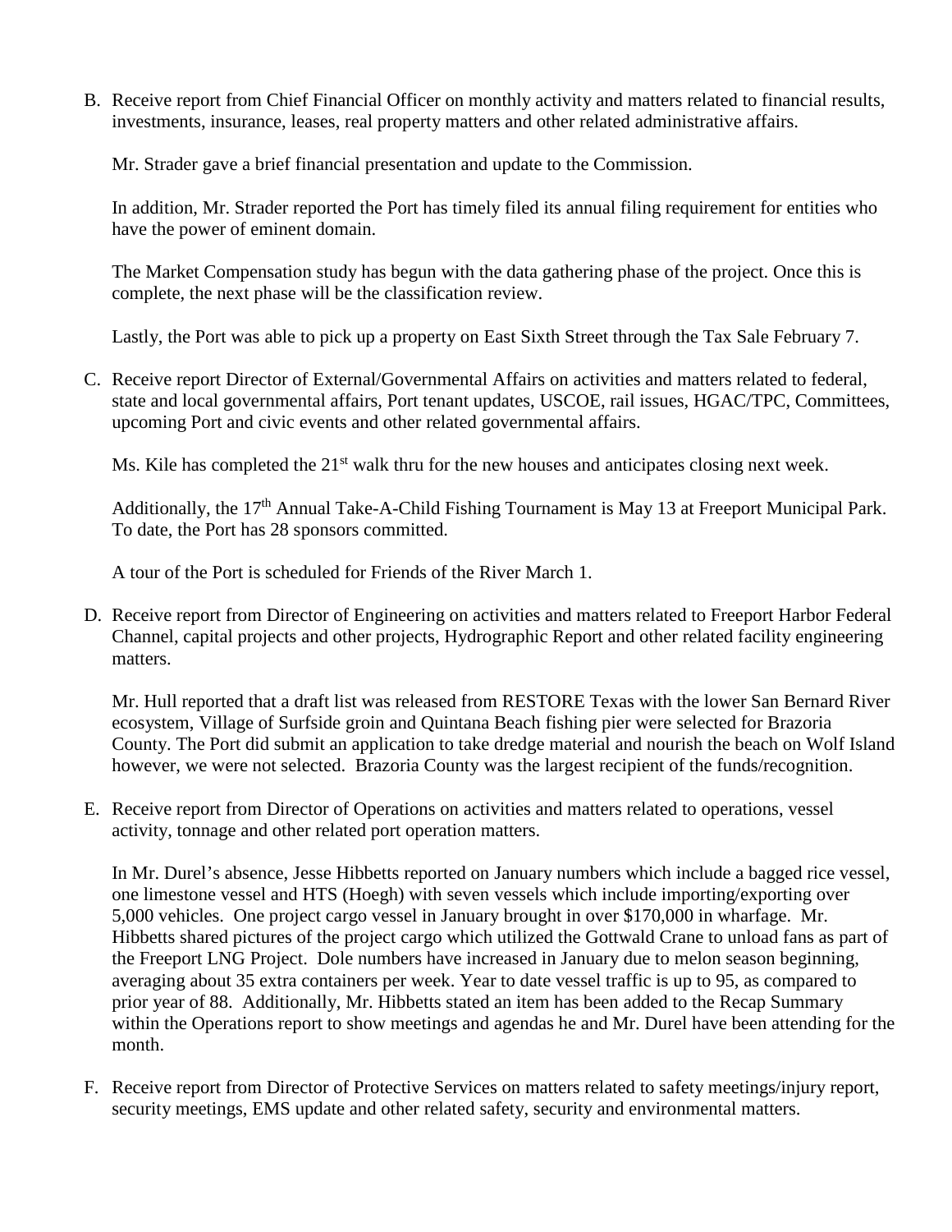B. Receive report from Chief Financial Officer on monthly activity and matters related to financial results, investments, insurance, leases, real property matters and other related administrative affairs.

   Mr. Strader gave a brief financial presentation and update to the Commission.

   In addition, Mr. Strader reported the Port has timely filed its annual filing requirement for entities who have the power of eminent domain.

   The Market Compensation study has begun with the data gathering phase of the project. Once this is complete, the next phase will be the classification review.

   Lastly, the Port was able to pick up a property on East Sixth Street through the Tax Sale February 7.

C. Receive report Director of External/Governmental Affairs on activities and matters related to federal, state and local governmental affairs, Port tenant updates, USCOE, rail issues, HGAC/TPC, Committees, upcoming Port and civic events and other related governmental affairs.

   Ms. Kile has completed the 21st walk thru for the new houses and anticipates closing next week.

   Additionally, the 17th Annual Take-A-Child Fishing Tournament is May 13 at Freeport Municipal Park. To date, the Port has 28 sponsors committed.

   A tour of the Port is scheduled for Friends of the River March 1.

D. Receive report from Director of Engineering on activities and matters related to Freeport Harbor Federal Channel, capital projects and other projects, Hydrographic Report and other related facility engineering matters.

   Mr. Hull reported that a draft list was released from RESTORE Texas with the lower San Bernard River ecosystem, Village of Surfside groin and Quintana Beach fishing pier were selected for Brazoria County. The Port did submit an application to take dredge material and nourish the beach on Wolf Island however, we were not selected. Brazoria County was the largest recipient of the funds/recognition.

E. Receive report from Director of Operations on activities and matters related to operations, vessel activity, tonnage and other related port operation matters.

   In Mr. Durel's absence, Jesse Hibbetts reported on January numbers which include a bagged rice vessel, one limestone vessel and HTS (Hoegh) with seven vessels which include importing/exporting over 5,000 vehicles. One project cargo vessel in January brought in over $170,000 in wharfage. Mr. Hibbetts shared pictures of the project cargo which utilized the Gottwald Crane to unload fans as part of the Freeport LNG Project. Dole numbers have increased in January due to melon season beginning, averaging about 35 extra containers per week. Year to date vessel traffic is up to 95, as compared to prior year of 88. Additionally, Mr. Hibbetts stated an item has been added to the Recap Summary within the Operations report to show meetings and agendas he and Mr. Durel have been attending for the month.

F. Receive report from Director of Protective Services on matters related to safety meetings/injury report, security meetings, EMS update and other related safety, security and environmental matters.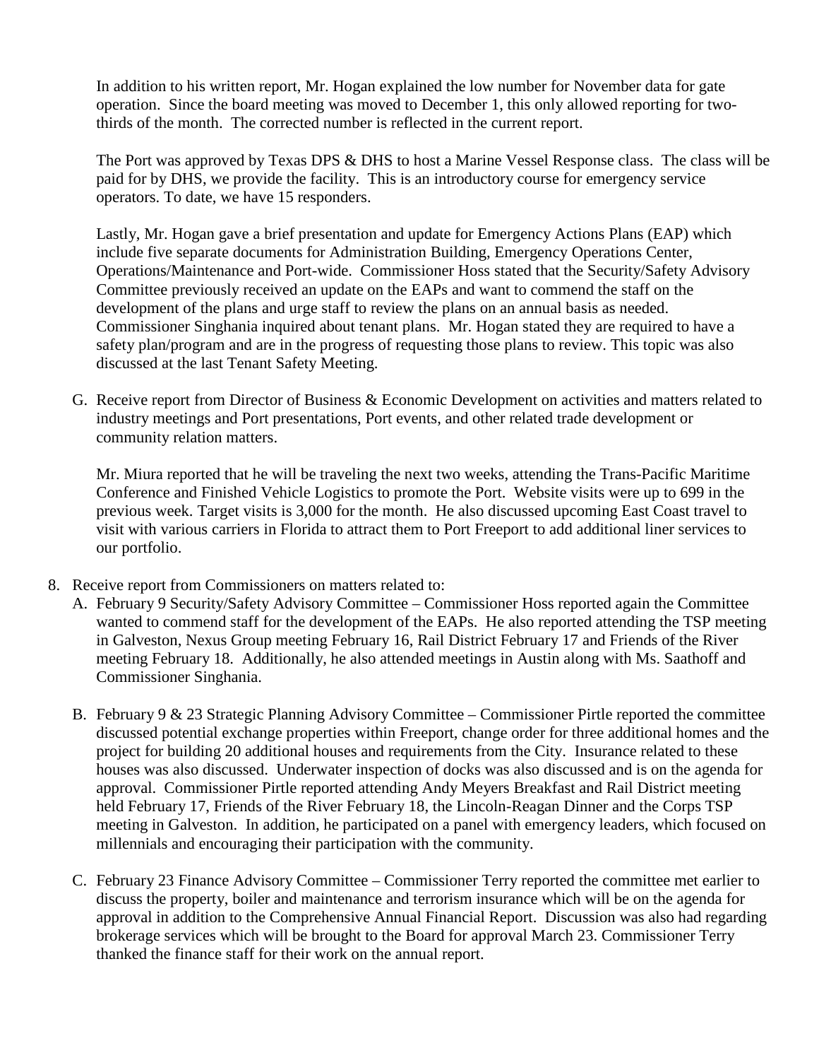In addition to his written report, Mr. Hogan explained the low number for November data for gate operation. Since the board meeting was moved to December 1, this only allowed reporting for two-thirds of the month. The corrected number is reflected in the current report.

The Port was approved by Texas DPS & DHS to host a Marine Vessel Response class. The class will be paid for by DHS, we provide the facility. This is an introductory course for emergency service operators. To date, we have 15 responders.

Lastly, Mr. Hogan gave a brief presentation and update for Emergency Actions Plans (EAP) which include five separate documents for Administration Building, Emergency Operations Center, Operations/Maintenance and Port-wide. Commissioner Hoss stated that the Security/Safety Advisory Committee previously received an update on the EAPs and want to commend the staff on the development of the plans and urge staff to review the plans on an annual basis as needed. Commissioner Singhania inquired about tenant plans. Mr. Hogan stated they are required to have a safety plan/program and are in the progress of requesting those plans to review. This topic was also discussed at the last Tenant Safety Meeting.

G. Receive report from Director of Business & Economic Development on activities and matters related to industry meetings and Port presentations, Port events, and other related trade development or community relation matters.

   Mr. Miura reported that he will be traveling the next two weeks, attending the Trans-Pacific Maritime Conference and Finished Vehicle Logistics to promote the Port. Website visits were up to 699 in the previous week. Target visits is 3,000 for the month. He also discussed upcoming East Coast travel to visit with various carriers in Florida to attract them to Port Freeport to add additional liner services to our portfolio.

8. Receive report from Commissioners on matters related to:
   A. February 9 Security/Safety Advisory Committee – Commissioner Hoss reported again the Committee wanted to commend staff for the development of the EAPs. He also reported attending the TSP meeting in Galveston, Nexus Group meeting February 16, Rail District February 17 and Friends of the River meeting February 18. Additionally, he also attended meetings in Austin along with Ms. Saathoff and Commissioner Singhania.

   B. February 9 & 23 Strategic Planning Advisory Committee – Commissioner Pirtle reported the committee discussed potential exchange properties within Freeport, change order for three additional homes and the project for building 20 additional houses and requirements from the City. Insurance related to these houses was also discussed. Underwater inspection of docks was also discussed and is on the agenda for approval. Commissioner Pirtle reported attending Andy Meyers Breakfast and Rail District meeting held February 17, Friends of the River February 18, the Lincoln-Reagan Dinner and the Corps TSP meeting in Galveston. In addition, he participated on a panel with emergency leaders, which focused on millennials and encouraging their participation with the community.

   C. February 23 Finance Advisory Committee – Commissioner Terry reported the committee met earlier to discuss the property, boiler and maintenance and terrorism insurance which will be on the agenda for approval in addition to the Comprehensive Annual Financial Report. Discussion was also had regarding brokerage services which will be brought to the Board for approval March 23. Commissioner Terry thanked the finance staff for their work on the annual report.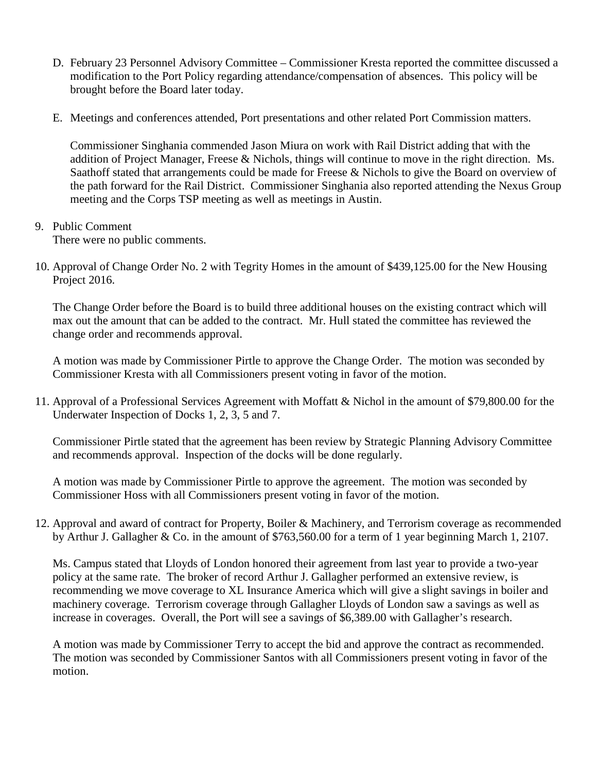D. February 23 Personnel Advisory Committee – Commissioner Kresta reported the committee discussed a modification to the Port Policy regarding attendance/compensation of absences. This policy will be brought before the Board later today.

E. Meetings and conferences attended, Port presentations and other related Port Commission matters.

   Commissioner Singhania commended Jason Miura on work with Rail District adding that with the addition of Project Manager, Freese & Nichols, things will continue to move in the right direction. Ms. Saathoff stated that arrangements could be made for Freese & Nichols to give the Board on overview of the path forward for the Rail District. Commissioner Singhania also reported attending the Nexus Group meeting and the Corps TSP meeting as well as meetings in Austin.

9. Public Comment
   There were no public comments.

10. Approval of Change Order No. 2 with Tegrity Homes in the amount of $439,125.00 for the New Housing Project 2016.

    The Change Order before the Board is to build three additional houses on the existing contract which will max out the amount that can be added to the contract. Mr. Hull stated the committee has reviewed the change order and recommends approval.

    A motion was made by Commissioner Pirtle to approve the Change Order. The motion was seconded by Commissioner Kresta with all Commissioners present voting in favor of the motion.

11. Approval of a Professional Services Agreement with Moffatt & Nichol in the amount of $79,800.00 for the Underwater Inspection of Docks 1, 2, 3, 5 and 7.

    Commissioner Pirtle stated that the agreement has been review by Strategic Planning Advisory Committee and recommends approval. Inspection of the docks will be done regularly.

    A motion was made by Commissioner Pirtle to approve the agreement. The motion was seconded by Commissioner Hoss with all Commissioners present voting in favor of the motion.

12. Approval and award of contract for Property, Boiler & Machinery, and Terrorism coverage as recommended by Arthur J. Gallagher & Co. in the amount of $763,560.00 for a term of 1 year beginning March 1, 2107.

    Ms. Campus stated that Lloyds of London honored their agreement from last year to provide a two-year policy at the same rate. The broker of record Arthur J. Gallagher performed an extensive review, is recommending we move coverage to XL Insurance America which will give a slight savings in boiler and machinery coverage. Terrorism coverage through Gallagher Lloyds of London saw a savings as well as increase in coverages. Overall, the Port will see a savings of $6,389.00 with Gallagher's research.

    A motion was made by Commissioner Terry to accept the bid and approve the contract as recommended. The motion was seconded by Commissioner Santos with all Commissioners present voting in favor of the motion.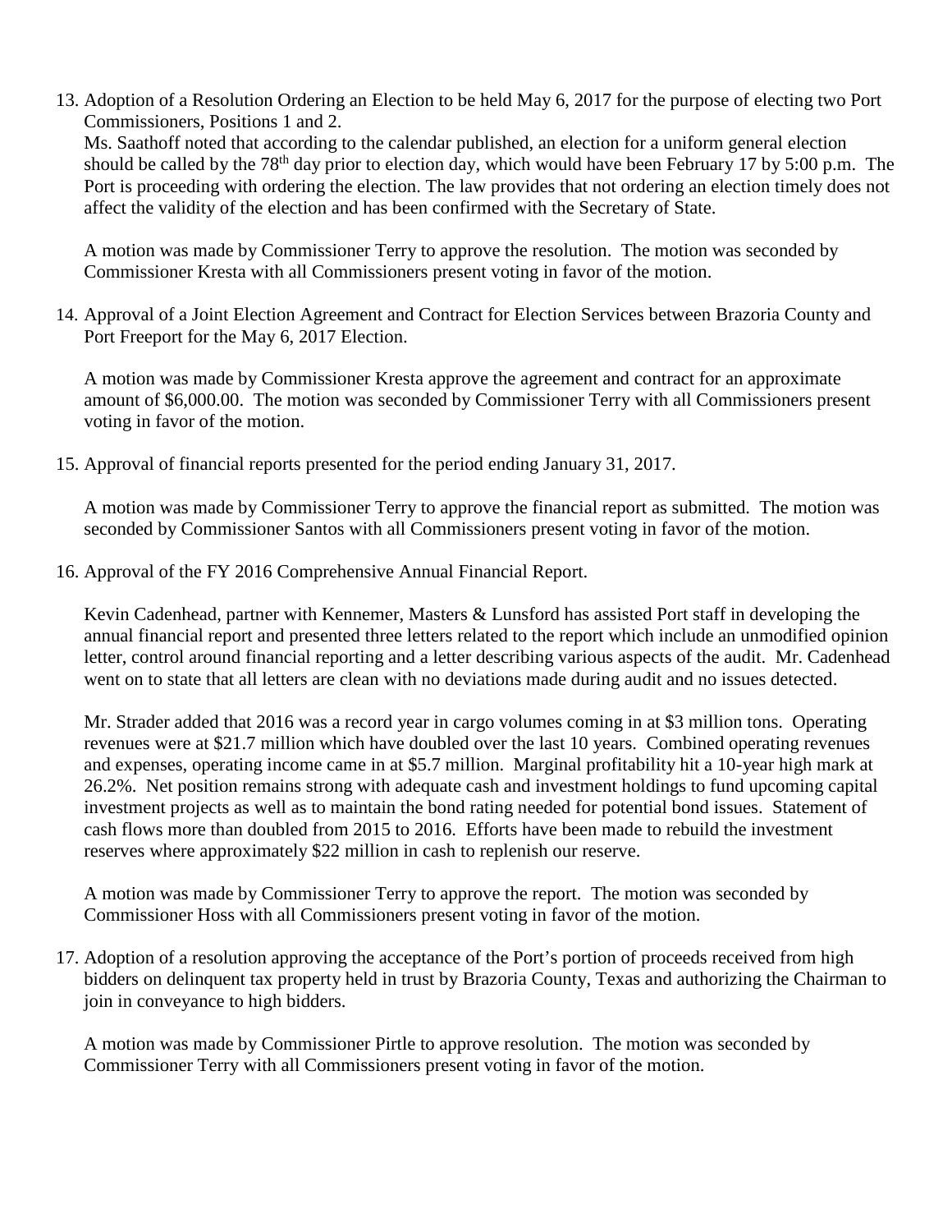13. Adoption of a Resolution Ordering an Election to be held May 6, 2017 for the purpose of electing two Port Commissioners, Positions 1 and 2.
    Ms. Saathoff noted that according to the calendar published, an election for a uniform general election should be called by the 78th day prior to election day, which would have been February 17 by 5:00 p.m. The Port is proceeding with ordering the election. The law provides that not ordering an election timely does not affect the validity of the election and has been confirmed with the Secretary of State.

    A motion was made by Commissioner Terry to approve the resolution. The motion was seconded by Commissioner Kresta with all Commissioners present voting in favor of the motion.

14. Approval of a Joint Election Agreement and Contract for Election Services between Brazoria County and Port Freeport for the May 6, 2017 Election.

    A motion was made by Commissioner Kresta approve the agreement and contract for an approximate amount of $6,000.00. The motion was seconded by Commissioner Terry with all Commissioners present voting in favor of the motion.

15. Approval of financial reports presented for the period ending January 31, 2017.

    A motion was made by Commissioner Terry to approve the financial report as submitted. The motion was seconded by Commissioner Santos with all Commissioners present voting in favor of the motion.

16. Approval of the FY 2016 Comprehensive Annual Financial Report.

    Kevin Cadenhead, partner with Kennemer, Masters & Lunsford has assisted Port staff in developing the annual financial report and presented three letters related to the report which include an unmodified opinion letter, control around financial reporting and a letter describing various aspects of the audit. Mr. Cadenhead went on to state that all letters are clean with no deviations made during audit and no issues detected.

    Mr. Strader added that 2016 was a record year in cargo volumes coming in at $3 million tons. Operating revenues were at $21.7 million which have doubled over the last 10 years. Combined operating revenues and expenses, operating income came in at $5.7 million. Marginal profitability hit a 10-year high mark at 26.2%. Net position remains strong with adequate cash and investment holdings to fund upcoming capital investment projects as well as to maintain the bond rating needed for potential bond issues. Statement of cash flows more than doubled from 2015 to 2016. Efforts have been made to rebuild the investment reserves where approximately $22 million in cash to replenish our reserve.

    A motion was made by Commissioner Terry to approve the report. The motion was seconded by Commissioner Hoss with all Commissioners present voting in favor of the motion.

17. Adoption of a resolution approving the acceptance of the Port's portion of proceeds received from high bidders on delinquent tax property held in trust by Brazoria County, Texas and authorizing the Chairman to join in conveyance to high bidders.

    A motion was made by Commissioner Pirtle to approve resolution. The motion was seconded by Commissioner Terry with all Commissioners present voting in favor of the motion.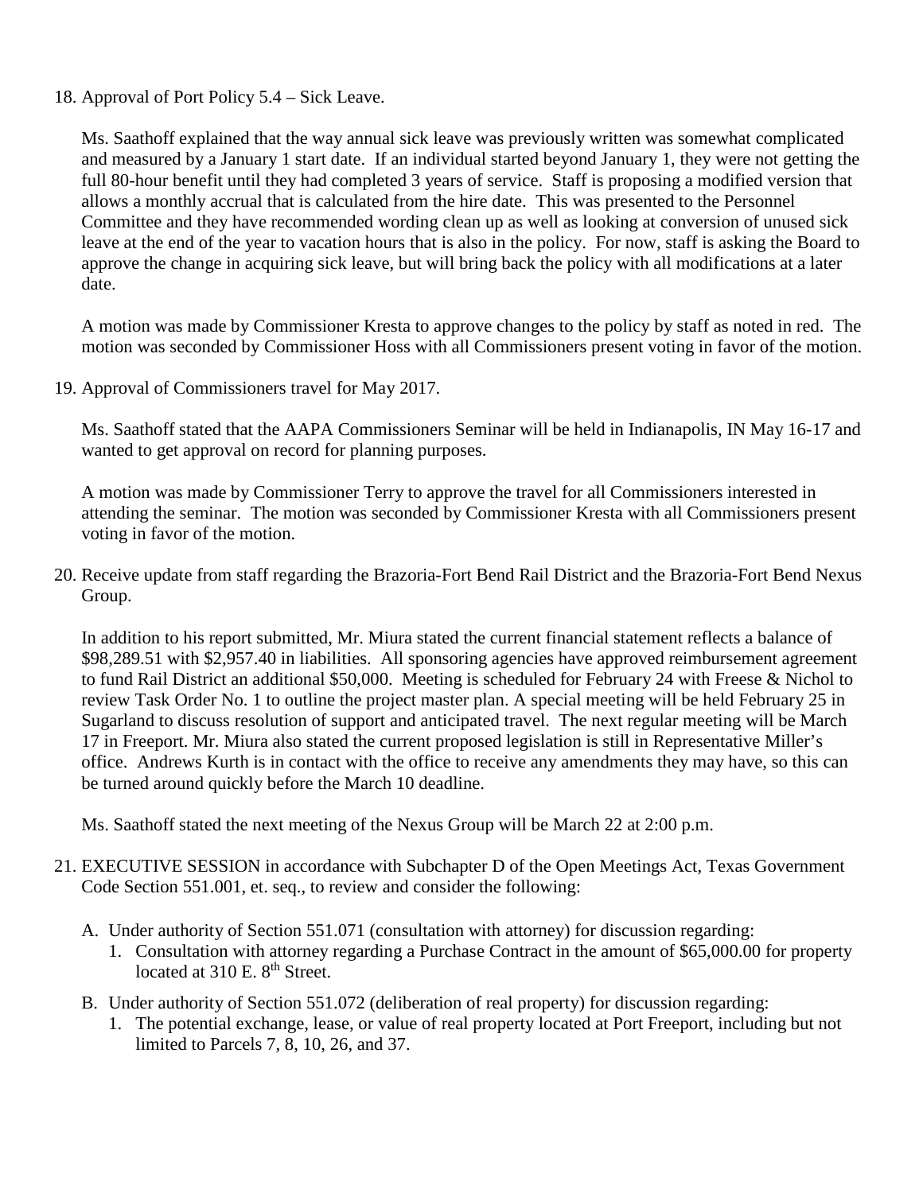18. Approval of Port Policy 5.4 – Sick Leave.

    Ms. Saathoff explained that the way annual sick leave was previously written was somewhat complicated and measured by a January 1 start date. If an individual started beyond January 1, they were not getting the full 80-hour benefit until they had completed 3 years of service. Staff is proposing a modified version that allows a monthly accrual that is calculated from the hire date. This was presented to the Personnel Committee and they have recommended wording clean up as well as looking at conversion of unused sick leave at the end of the year to vacation hours that is also in the policy. For now, staff is asking the Board to approve the change in acquiring sick leave, but will bring back the policy with all modifications at a later date.

    A motion was made by Commissioner Kresta to approve changes to the policy by staff as noted in red. The motion was seconded by Commissioner Hoss with all Commissioners present voting in favor of the motion.

19. Approval of Commissioners travel for May 2017.

    Ms. Saathoff stated that the AAPA Commissioners Seminar will be held in Indianapolis, IN May 16-17 and wanted to get approval on record for planning purposes.

    A motion was made by Commissioner Terry to approve the travel for all Commissioners interested in attending the seminar. The motion was seconded by Commissioner Kresta with all Commissioners present voting in favor of the motion.

20. Receive update from staff regarding the Brazoria-Fort Bend Rail District and the Brazoria-Fort Bend Nexus Group.

    In addition to his report submitted, Mr. Miura stated the current financial statement reflects a balance of $98,289.51 with $2,957.40 in liabilities. All sponsoring agencies have approved reimbursement agreement to fund Rail District an additional $50,000. Meeting is scheduled for February 24 with Freese & Nichol to review Task Order No. 1 to outline the project master plan. A special meeting will be held February 25 in Sugarland to discuss resolution of support and anticipated travel. The next regular meeting will be March 17 in Freeport. Mr. Miura also stated the current proposed legislation is still in Representative Miller's office. Andrews Kurth is in contact with the office to receive any amendments they may have, so this can be turned around quickly before the March 10 deadline.

    Ms. Saathoff stated the next meeting of the Nexus Group will be March 22 at 2:00 p.m.

21. EXECUTIVE SESSION in accordance with Subchapter D of the Open Meetings Act, Texas Government Code Section 551.001, et. seq., to review and consider the following:

    A. Under authority of Section 551.071 (consultation with attorney) for discussion regarding:
        1. Consultation with attorney regarding a Purchase Contract in the amount of $65,000.00 for property located at 310 E. 8th Street.

    B. Under authority of Section 551.072 (deliberation of real property) for discussion regarding:
        1. The potential exchange, lease, or value of real property located at Port Freeport, including but not limited to Parcels 7, 8, 10, 26, and 37.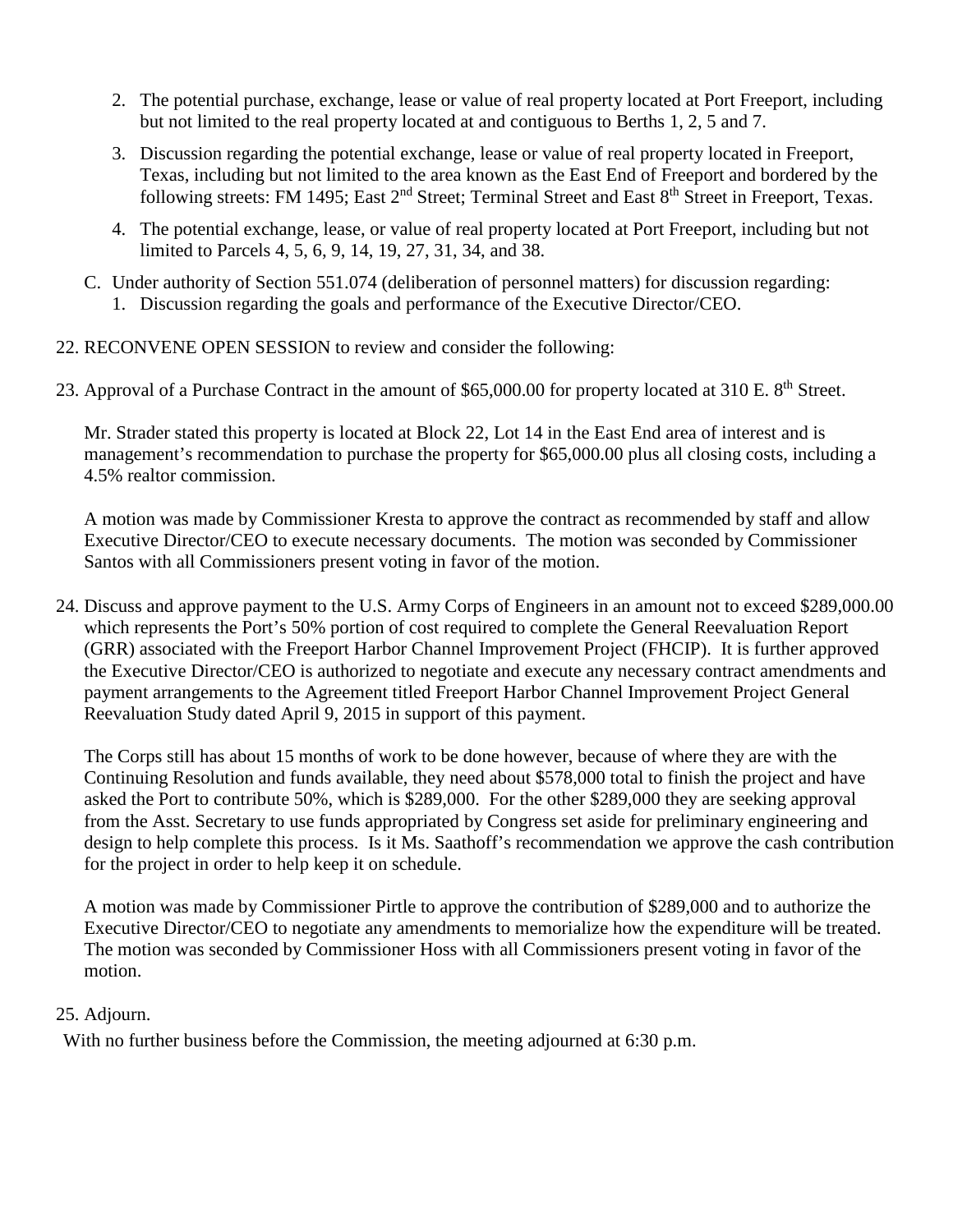2. The potential purchase, exchange, lease or value of real property located at Port Freeport, including but not limited to the real property located at and contiguous to Berths 1, 2, 5 and 7.
3. Discussion regarding the potential exchange, lease or value of real property located in Freeport, Texas, including but not limited to the area known as the East End of Freeport and bordered by the following streets: FM 1495; East 2nd Street; Terminal Street and East 8th Street in Freeport, Texas.
4. The potential exchange, lease, or value of real property located at Port Freeport, including but not limited to Parcels 4, 5, 6, 9, 14, 19, 27, 31, 34, and 38.

C. Under authority of Section 551.074 (deliberation of personnel matters) for discussion regarding:
   1. Discussion regarding the goals and performance of the Executive Director/CEO.

22. RECONVENE OPEN SESSION to review and consider the following:

23. Approval of a Purchase Contract in the amount of $65,000.00 for property located at 310 E. 8th Street.

    Mr. Strader stated this property is located at Block 22, Lot 14 in the East End area of interest and is management's recommendation to purchase the property for $65,000.00 plus all closing costs, including a 4.5% realtor commission.

    A motion was made by Commissioner Kresta to approve the contract as recommended by staff and allow Executive Director/CEO to execute necessary documents. The motion was seconded by Commissioner Santos with all Commissioners present voting in favor of the motion.

24. Discuss and approve payment to the U.S. Army Corps of Engineers in an amount not to exceed $289,000.00 which represents the Port's 50% portion of cost required to complete the General Reevaluation Report (GRR) associated with the Freeport Harbor Channel Improvement Project (FHCIP). It is further approved the Executive Director/CEO is authorized to negotiate and execute any necessary contract amendments and payment arrangements to the Agreement titled Freeport Harbor Channel Improvement Project General Reevaluation Study dated April 9, 2015 in support of this payment.

    The Corps still has about 15 months of work to be done however, because of where they are with the Continuing Resolution and funds available, they need about $578,000 total to finish the project and have asked the Port to contribute 50%, which is $289,000. For the other $289,000 they are seeking approval from the Asst. Secretary to use funds appropriated by Congress set aside for preliminary engineering and design to help complete this process. Is it Ms. Saathoff's recommendation we approve the cash contribution for the project in order to help keep it on schedule.

    A motion was made by Commissioner Pirtle to approve the contribution of $289,000 and to authorize the Executive Director/CEO to negotiate any amendments to memorialize how the expenditure will be treated. The motion was seconded by Commissioner Hoss with all Commissioners present voting in favor of the motion.

25. Adjourn.

With no further business before the Commission, the meeting adjourned at 6:30 p.m.